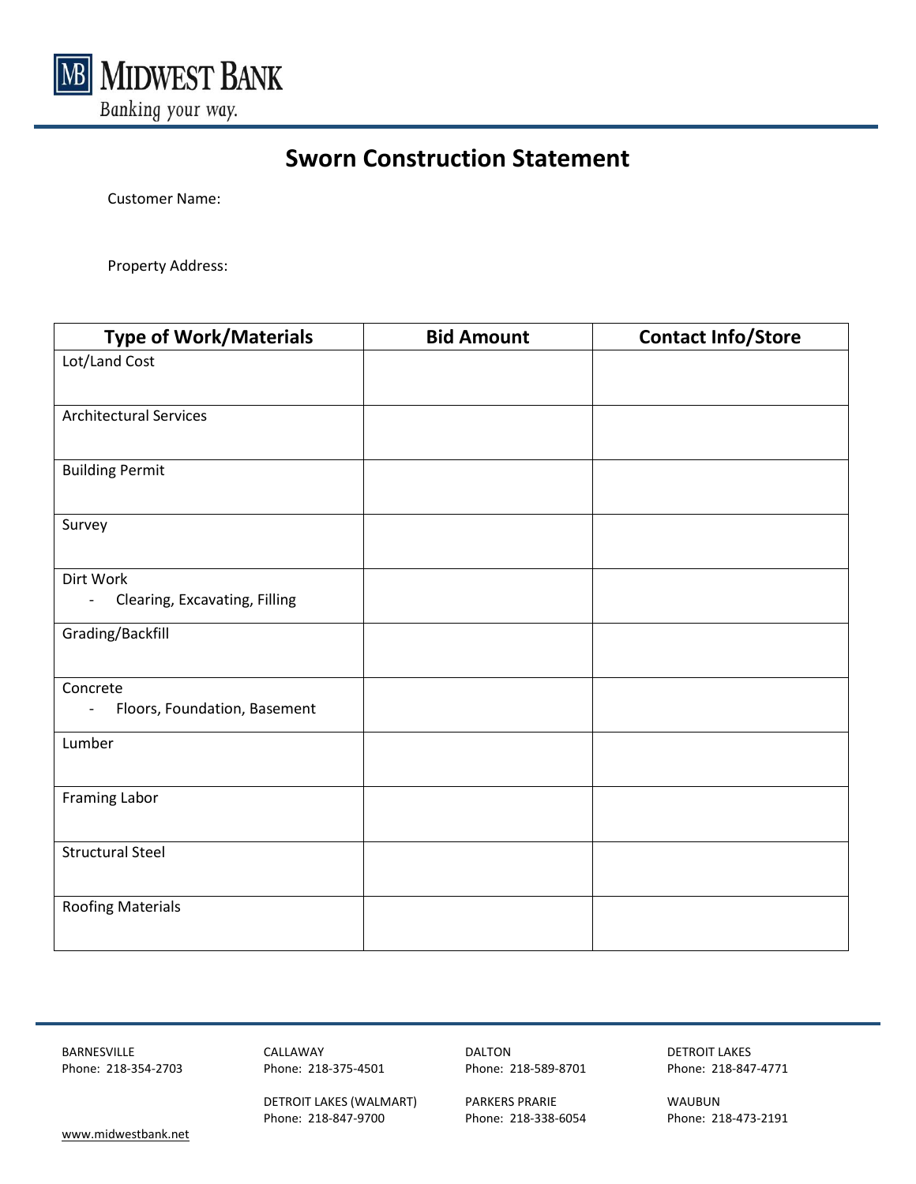MIDWEST BANK

Banking your way.

# Sworn Construction Statement

Customer Name:

Property Address:

| Type of Work/Materials | Bid Amount | Contact Info/Store |
|---|---|---|
| Lot/Land Cost | | |
| Architectural Services | | |
| Building Permit | | |
| Survey | | |
| Dirt Work<br>- Clearing, Excavating, Filling | | |
| Grading/Backfill | | |
| Concrete<br>- Floors, Foundation, Basement | | |
| Lumber | | |
| Framing Labor | | |
| Structural Steel | | |
| Roofing Materials | | |

BARNESVILLE
Phone: 218-354-2703

CALLAWAY
Phone: 218-375-4501

DALTON
Phone: 218-589-8701

DETROIT LAKES
Phone: 218-847-4771

DETROIT LAKES (WALMART)
Phone: 218-847-9700

PARKERS PRARIE
Phone: 218-338-6054

WAUBUN
Phone: 218-473-2191

www.midwestbank.net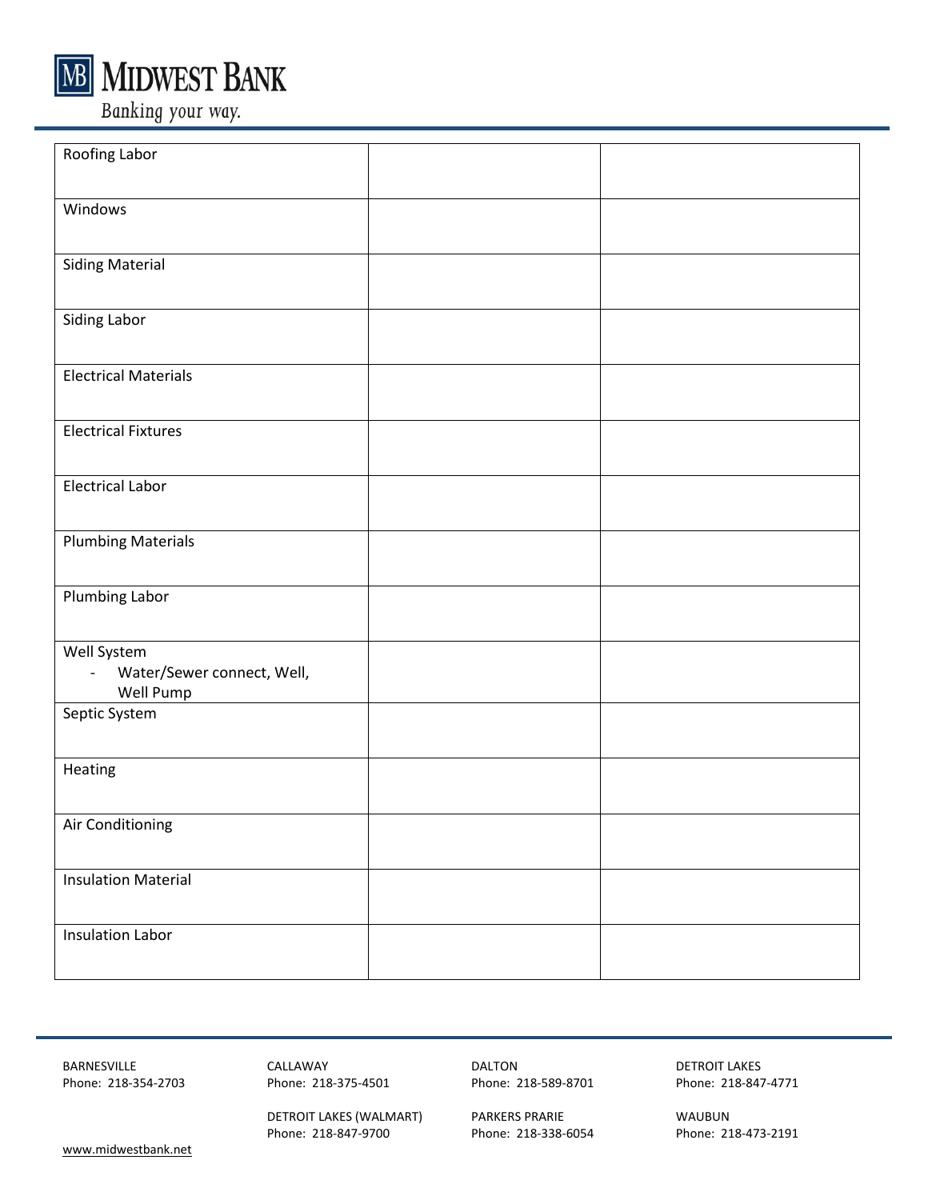| | | |
|---|---|---|
| Roofing Labor | | |
| Windows | | |
| Siding Material | | |
| Siding Labor | | |
| Electrical Materials | | |
| Electrical Fixtures | | |
| Electrical Labor | | |
| Plumbing Materials | | |
| Plumbing Labor | | |
| Well System<br>- Water/Sewer connect, Well, Well Pump | | |
| Septic System | | |
| Heating | | |
| Air Conditioning | | |
| Insulation Material | | |
| Insulation Labor | | |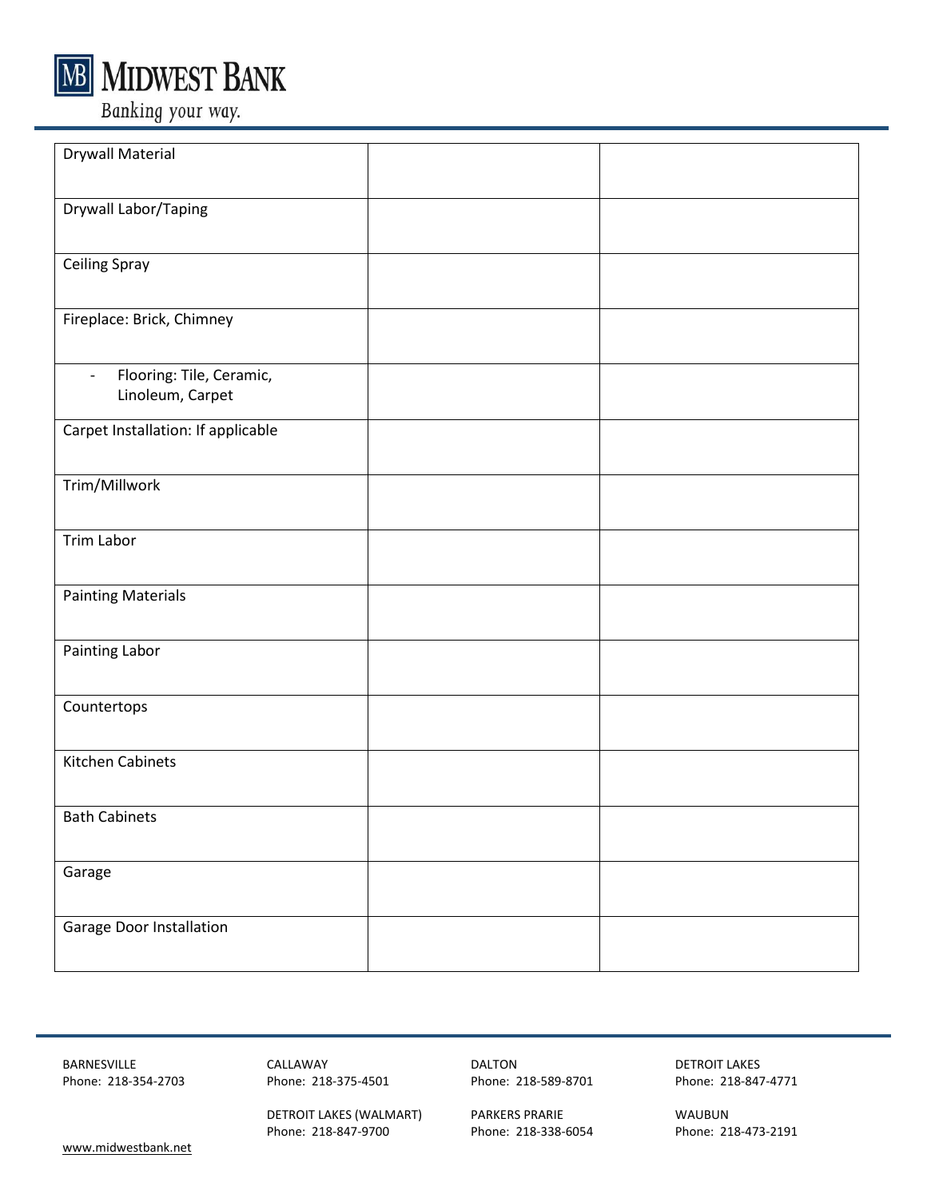| | | |
|---|---|---|
| Drywall Material | | |
| Drywall Labor/Taping | | |
| Ceiling Spray | | |
| Fireplace: Brick, Chimney | | |
| - Flooring: Tile, Ceramic, Linoleum, Carpet | | |
| Carpet Installation: If applicable | | |
| Trim/Millwork | | |
| Trim Labor | | |
| Painting Materials | | |
| Painting Labor | | |
| Countertops | | |
| Kitchen Cabinets | | |
| Bath Cabinets | | |
| Garage | | |
| Garage Door Installation | | |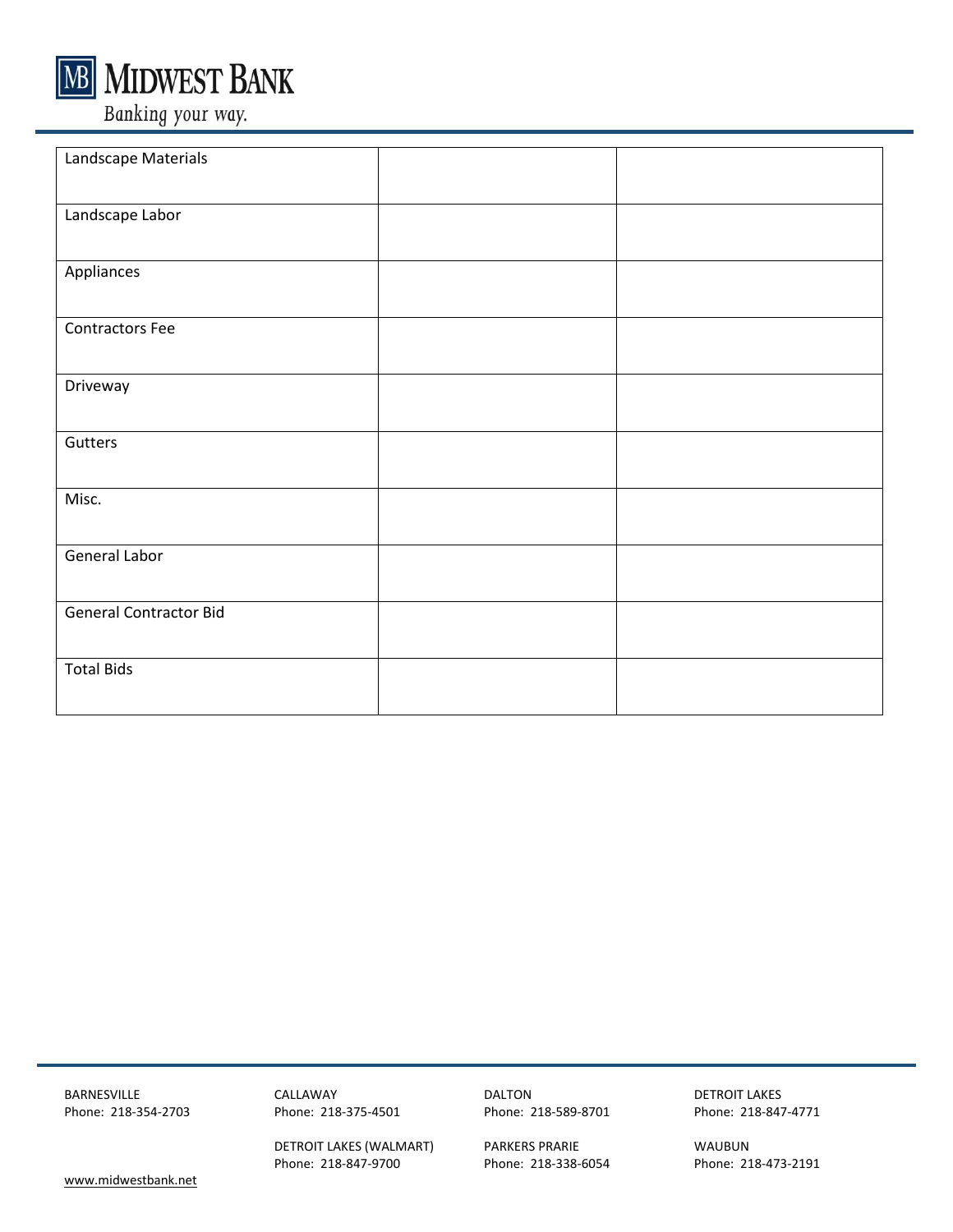| | | |
|---|---|---|
| Landscape Materials | | |
| Landscape Labor | | |
| Appliances | | |
| Contractors Fee | | |
| Driveway | | |
| Gutters | | |
| Misc. | | |
| General Labor | | |
| General Contractor Bid | | |
| Total Bids | | |